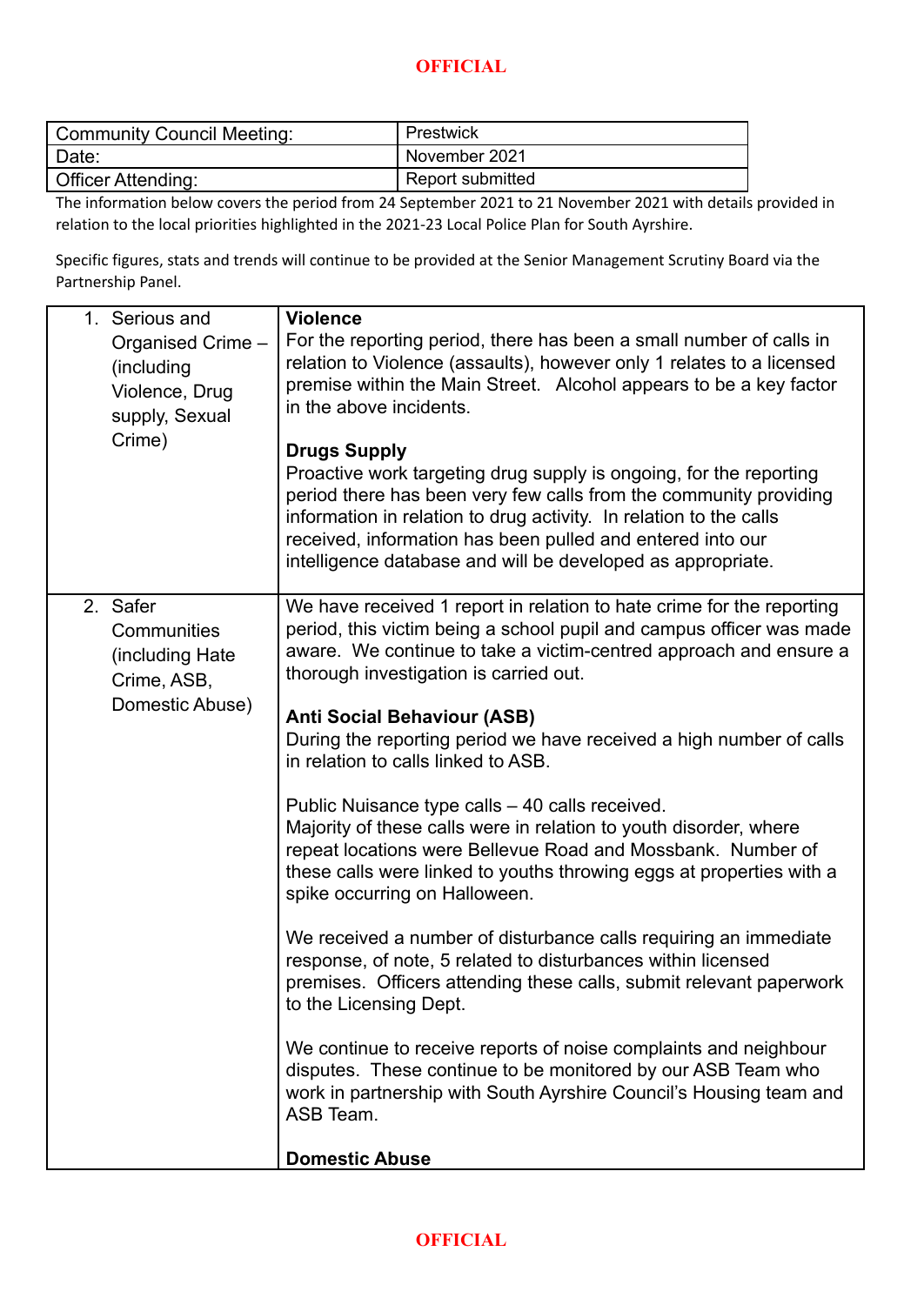| Community Council Meeting: | Prestwick |
|---|---|
| Date: | November 2021 |
| Officer Attending: | Report submitted |

The information below covers the period from 24 September 2021 to 21 November 2021 with details provided in relation to the local priorities highlighted in the 2021-23 Local Police Plan for South Ayrshire.

Specific figures, stats and trends will continue to be provided at the Senior Management Scrutiny Board via the Partnership Panel.

| | |
|---|---|
| 1. Serious and Organised Crime – (including Violence, Drug supply, Sexual Crime) | **Violence**<br>For the reporting period, there has been a small number of calls in relation to Violence (assaults), however only 1 relates to a licensed premise within the Main Street. Alcohol appears to be a key factor in the above incidents.<br><br>**Drugs Supply**<br>Proactive work targeting drug supply is ongoing, for the reporting period there has been very few calls from the community providing information in relation to drug activity. In relation to the calls received, information has been pulled and entered into our intelligence database and will be developed as appropriate. |
| 2. Safer Communities (including Hate Crime, ASB, Domestic Abuse) | We have received 1 report in relation to hate crime for the reporting period, this victim being a school pupil and campus officer was made aware. We continue to take a victim-centred approach and ensure a thorough investigation is carried out.<br><br>**Anti Social Behaviour (ASB)**<br>During the reporting period we have received a high number of calls in relation to calls linked to ASB.<br><br>Public Nuisance type calls – 40 calls received.<br>Majority of these calls were in relation to youth disorder, where repeat locations were Bellevue Road and Mossbank. Number of these calls were linked to youths throwing eggs at properties with a spike occurring on Halloween.<br><br>We received a number of disturbance calls requiring an immediate response, of note, 5 related to disturbances within licensed premises. Officers attending these calls, submit relevant paperwork to the Licensing Dept.<br><br>We continue to receive reports of noise complaints and neighbour disputes. These continue to be monitored by our ASB Team who work in partnership with South Ayrshire Council's Housing team and ASB Team.<br><br>**Domestic Abuse** |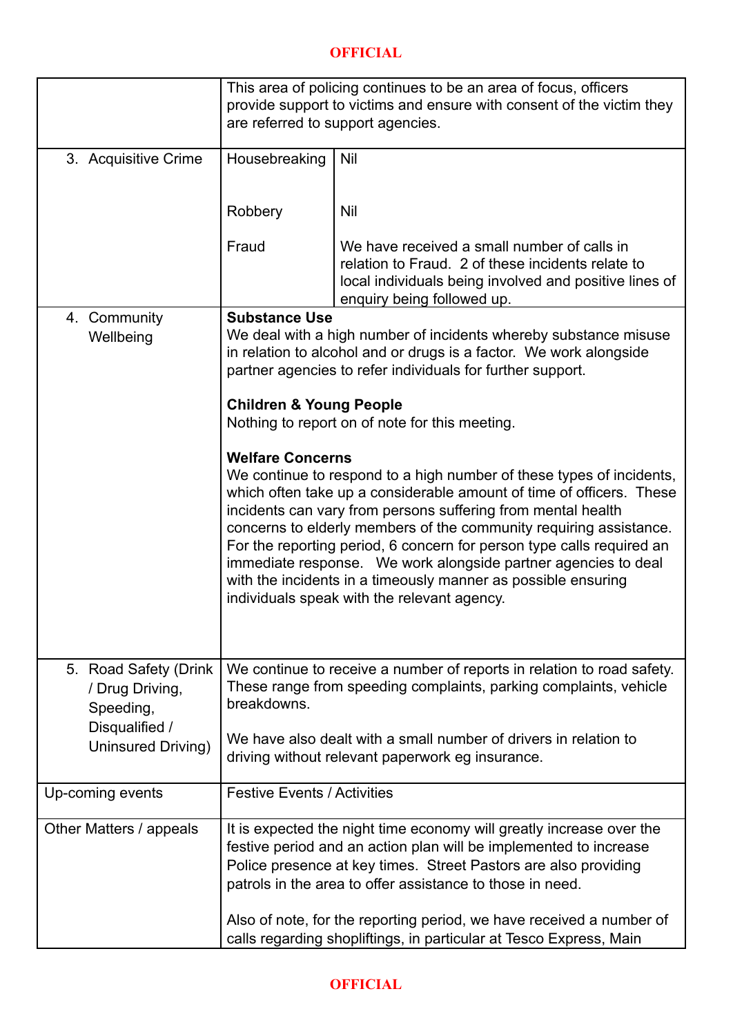| | | |
|---|---|---|
| | This area of policing continues to be an area of focus, officers provide support to victims and ensure with consent of the victim they are referred to support agencies. | |
| 3. Acquisitive Crime | Housebreaking | Nil |
| | Robbery | Nil |
| | Fraud | We have received a small number of calls in relation to Fraud. 2 of these incidents relate to local individuals being involved and positive lines of enquiry being followed up. |
| 4. Community Wellbeing | **Substance Use**<br>We deal with a high number of incidents whereby substance misuse in relation to alcohol and or drugs is a factor. We work alongside partner agencies to refer individuals for further support.<br><br>**Children & Young People**<br>Nothing to report on of note for this meeting.<br><br>**Welfare Concerns**<br>We continue to respond to a high number of these types of incidents, which often take up a considerable amount of time of officers. These incidents can vary from persons suffering from mental health concerns to elderly members of the community requiring assistance. For the reporting period, 6 concern for person type calls required an immediate response. We work alongside partner agencies to deal with the incidents in a timeously manner as possible ensuring individuals speak with the relevant agency. | |
| 5. Road Safety (Drink / Drug Driving, Speeding, Disqualified / Uninsured Driving) | We continue to receive a number of reports in relation to road safety. These range from speeding complaints, parking complaints, vehicle breakdowns.<br><br>We have also dealt with a small number of drivers in relation to driving without relevant paperwork eg insurance. | |
| Up-coming events | Festive Events / Activities | |
| Other Matters / appeals | It is expected the night time economy will greatly increase over the festive period and an action plan will be implemented to increase Police presence at key times. Street Pastors are also providing patrols in the area to offer assistance to those in need.<br><br>Also of note, for the reporting period, we have received a number of calls regarding shopliftings, in particular at Tesco Express, Main | |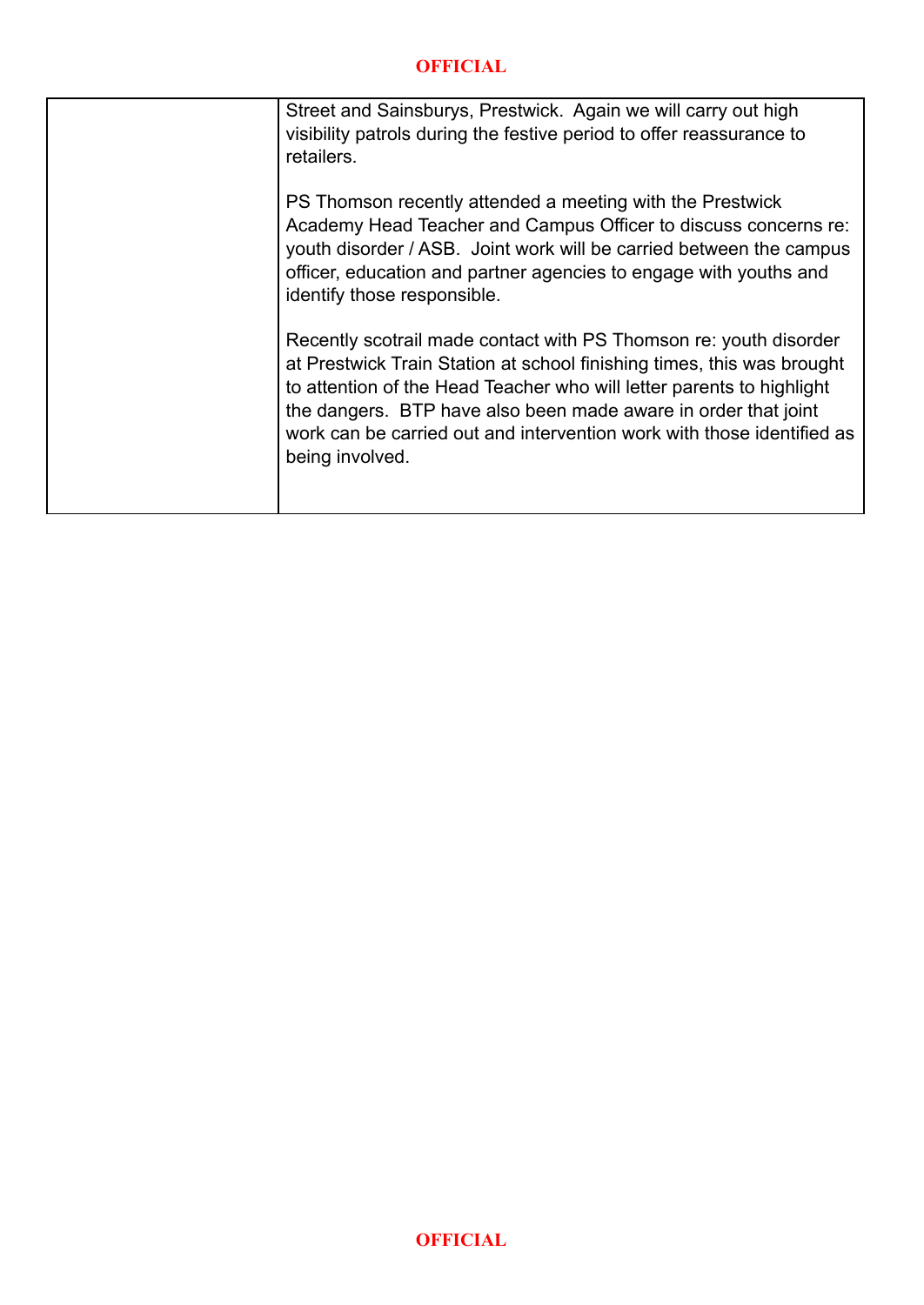| | |
|---|---|
| | Street and Sainsburys, Prestwick. Again we will carry out high visibility patrols during the festive period to offer reassurance to retailers.<br><br>PS Thomson recently attended a meeting with the Prestwick Academy Head Teacher and Campus Officer to discuss concerns re: youth disorder / ASB. Joint work will be carried between the campus officer, education and partner agencies to engage with youths and identify those responsible.<br><br>Recently scotrail made contact with PS Thomson re: youth disorder at Prestwick Train Station at school finishing times, this was brought to attention of the Head Teacher who will letter parents to highlight the dangers. BTP have also been made aware in order that joint work can be carried out and intervention work with those identified as being involved. |